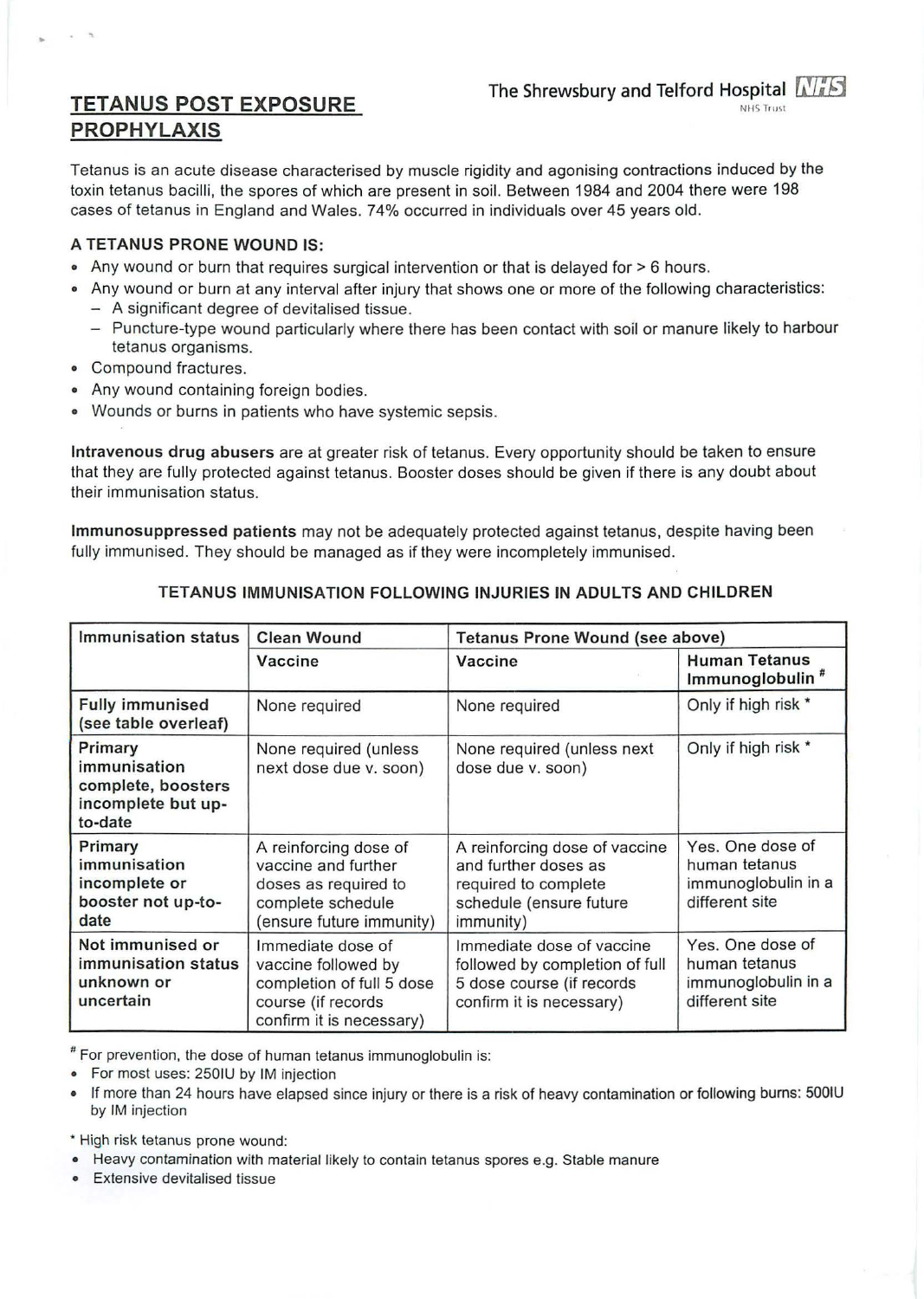# TETANUS POST EXPOSURE PROPHYLAXIS

The Shrewsbury and Telford Hospital NHS Trust

Tetanus is an acute disease characterised by muscle rigidity and agonising contractions induced by the toxin tetanus bacilli, the spores of which are present in soil. Between 1984 and 2004 there were 198 cases of tetanus in England and Wales. 74% occurred in individuals over 45 years old.

### A TETANUS PRONE WOUND IS:

- Any wound or burn that requires surgical intervention or that is delayed for > 6 hours.
- Any wound or burn at any interval after injury that shows one or more of the following characteristics:
  - A significant degree of devitalised tissue.
  - Puncture-type wound particularly where there has been contact with soil or manure likely to harbour tetanus organisms.
- Compound fractures.
- Any wound containing foreign bodies.
- Wounds or burns in patients who have systemic sepsis.

**Intravenous drug abusers** are at greater risk of tetanus. Every opportunity should be taken to ensure that they are fully protected against tetanus. Booster doses should be given if there is any doubt about their immunisation status.

**Immunosuppressed patients** may not be adequately protected against tetanus, despite having been fully immunised. They should be managed as if they were incompletely immunised.

### TETANUS IMMUNISATION FOLLOWING INJURIES IN ADULTS AND CHILDREN

| Immunisation status | Clean Wound | Tetanus Prone Wound (see above) | |
|---|---|---|---|
| | Vaccine | Vaccine | Human Tetanus Immunoglobulin # |
| **Fully immunised (see table overleaf)** | None required | None required | Only if high risk * |
| **Primary immunisation complete, boosters incomplete but up-to-date** | None required (unless next dose due v. soon) | None required (unless next dose due v. soon) | Only if high risk * |
| **Primary immunisation incomplete or booster not up-to-date** | A reinforcing dose of vaccine and further doses as required to complete schedule (ensure future immunity) | A reinforcing dose of vaccine and further doses as required to complete schedule (ensure future immunity) | Yes. One dose of human tetanus immunoglobulin in a different site |
| **Not immunised or immunisation status unknown or uncertain** | Immediate dose of vaccine followed by completion of full 5 dose course (if records confirm it is necessary) | Immediate dose of vaccine followed by completion of full 5 dose course (if records confirm it is necessary) | Yes. One dose of human tetanus immunoglobulin in a different site |

# For prevention, the dose of human tetanus immunoglobulin is:

- For most uses: 250IU by IM injection
- If more than 24 hours have elapsed since injury or there is a risk of heavy contamination or following burns: 500IU by IM injection

* High risk tetanus prone wound:

- Heavy contamination with material likely to contain tetanus spores e.g. Stable manure
- Extensive devitalised tissue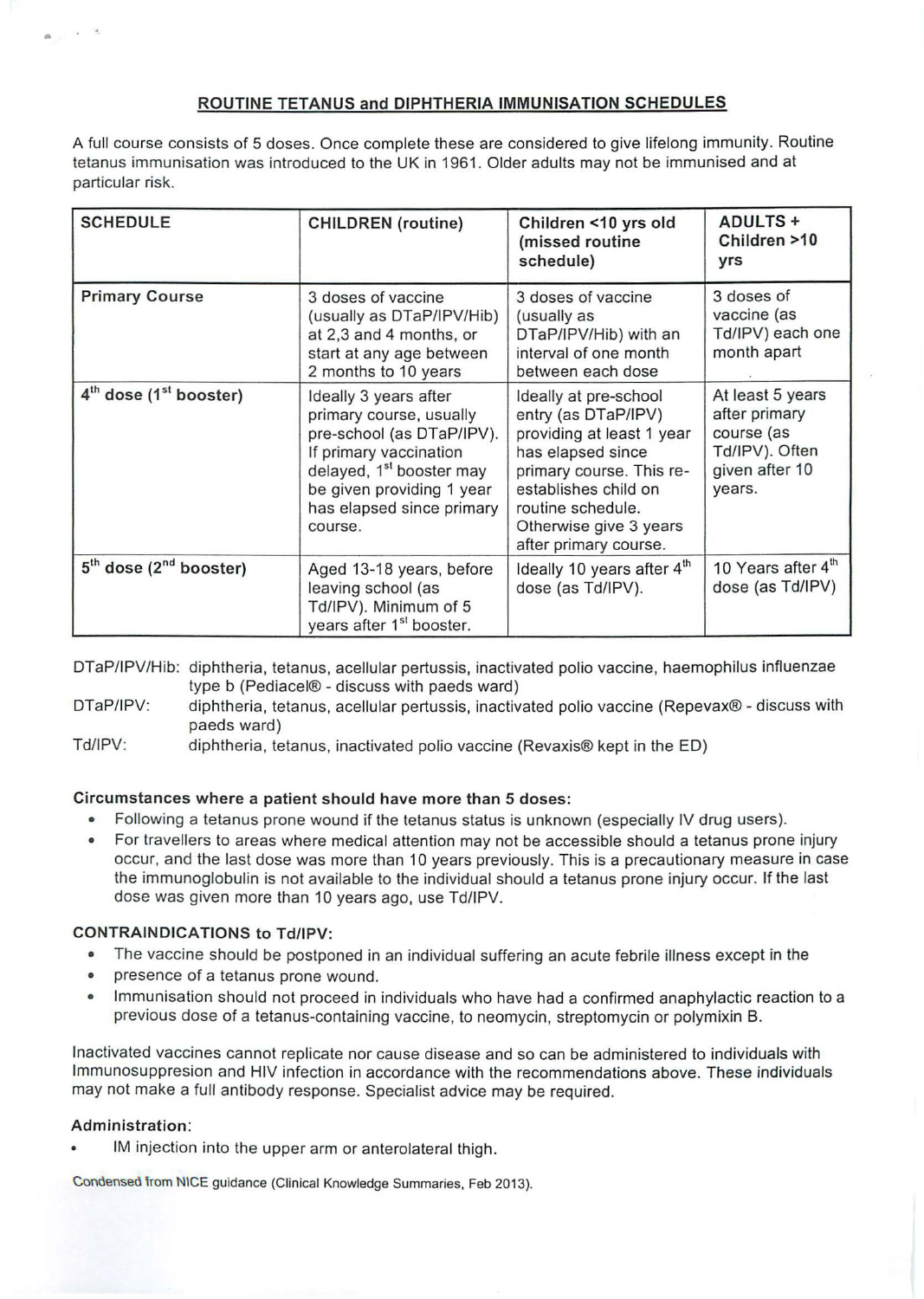## ROUTINE TETANUS and DIPHTHERIA IMMUNISATION SCHEDULES

A full course consists of 5 doses. Once complete these are considered to give lifelong immunity. Routine tetanus immunisation was introduced to the UK in 1961. Older adults may not be immunised and at particular risk.

| SCHEDULE | CHILDREN (routine) | Children <10 yrs old (missed routine schedule) | ADULTS + Children >10 yrs |
|---|---|---|---|
| Primary Course | 3 doses of vaccine (usually as DTaP/IPV/Hib) at 2,3 and 4 months, or start at any age between 2 months to 10 years | 3 doses of vaccine (usually as DTaP/IPV/Hib) with an interval of one month between each dose | 3 doses of vaccine (as Td/IPV) each one month apart |
| 4th dose (1st booster) | Ideally 3 years after primary course, usually pre-school (as DTaP/IPV). If primary vaccination delayed, 1st booster may be given providing 1 year has elapsed since primary course. | Ideally at pre-school entry (as DTaP/IPV) providing at least 1 year has elapsed since primary course. This re-establishes child on routine schedule. Otherwise give 3 years after primary course. | At least 5 years after primary course (as Td/IPV). Often given after 10 years. |
| 5th dose (2nd booster) | Aged 13-18 years, before leaving school (as Td/IPV). Minimum of 5 years after 1st booster. | Ideally 10 years after 4th dose (as Td/IPV). | 10 Years after 4th dose (as Td/IPV) |

DTaP/IPV/Hib: diphtheria, tetanus, acellular pertussis, inactivated polio vaccine, haemophilus influenzae type b (Pediacel® - discuss with paeds ward)

DTaP/IPV: diphtheria, tetanus, acellular pertussis, inactivated polio vaccine (Repevax® - discuss with paeds ward)

Td/IPV: diphtheria, tetanus, inactivated polio vaccine (Revaxis® kept in the ED)

### Circumstances where a patient should have more than 5 doses:

- Following a tetanus prone wound if the tetanus status is unknown (especially IV drug users).
- For travellers to areas where medical attention may not be accessible should a tetanus prone injury occur, and the last dose was more than 10 years previously. This is a precautionary measure in case the immunoglobulin is not available to the individual should a tetanus prone injury occur. If the last dose was given more than 10 years ago, use Td/IPV.

### CONTRAINDICATIONS to Td/IPV:

- The vaccine should be postponed in an individual suffering an acute febrile illness except in the
- presence of a tetanus prone wound.
- Immunisation should not proceed in individuals who have had a confirmed anaphylactic reaction to a previous dose of a tetanus-containing vaccine, to neomycin, streptomycin or polymixin B.

Inactivated vaccines cannot replicate nor cause disease and so can be administered to individuals with Immunosuppresion and HIV infection in accordance with the recommendations above. These individuals may not make a full antibody response. Specialist advice may be required.

### Administration:

- IM injection into the upper arm or anterolateral thigh.

Condensed from NICE guidance (Clinical Knowledge Summaries, Feb 2013).